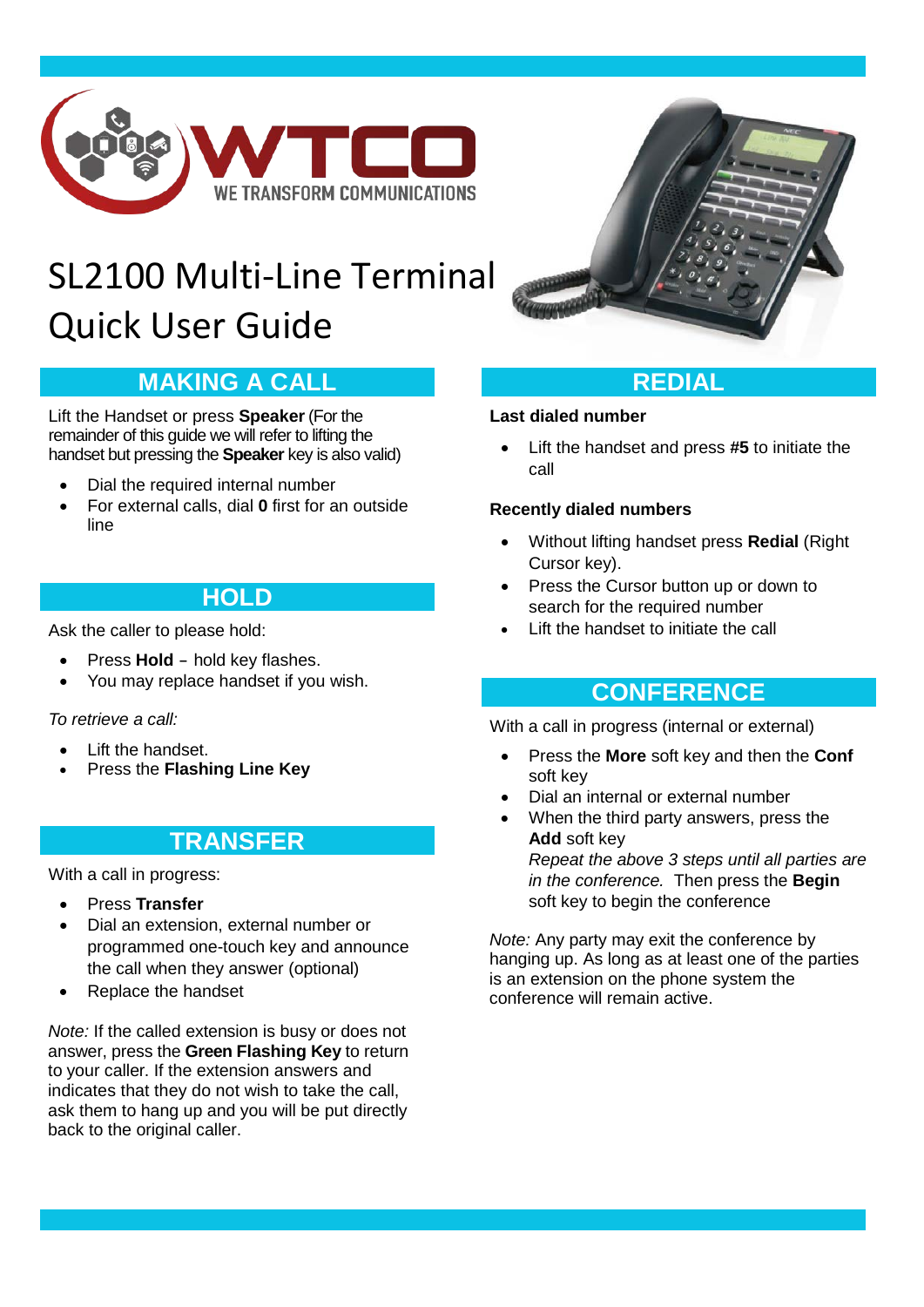WTCO

WE TRANSFORM COMMUNICATIONS

# SL2100 Multi-Line Terminal Quick User Guide

## MAKING A CALL

Lift the Handset or press **Speaker** (For the remainder of this guide we will refer to lifting the handset but pressing the **Speaker** key is also valid)

- Dial the required internal number
- For external calls, dial **0** first for an outside line

## HOLD

Ask the caller to please hold:

- Press **Hold** – hold key flashes.
- You may replace handset if you wish.

*To retrieve a call:*

- Lift the handset.
- Press the **Flashing Line Key**

## TRANSFER

With a call in progress:

- Press **Transfer**
- Dial an extension, external number or programmed one-touch key and announce the call when they answer (optional)
- Replace the handset

*Note:* If the called extension is busy or does not answer, press the **Green Flashing Key** to return to your caller. If the extension answers and indicates that they do not wish to take the call, ask them to hang up and you will be put directly back to the original caller.

## REDIAL

**Last dialed number**

- Lift the handset and press **#5** to initiate the call

**Recently dialed numbers**

- Without lifting handset press **Redial** (Right Cursor key).
- Press the Cursor button up or down to search for the required number
- Lift the handset to initiate the call

## CONFERENCE

With a call in progress (internal or external)

- Press the **More** soft key and then the **Conf** soft key
- Dial an internal or external number
- When the third party answers, press the **Add** soft key
  *Repeat the above 3 steps until all parties are in the conference.* Then press the **Begin** soft key to begin the conference

*Note:* Any party may exit the conference by hanging up. As long as at least one of the parties is an extension on the phone system the conference will remain active.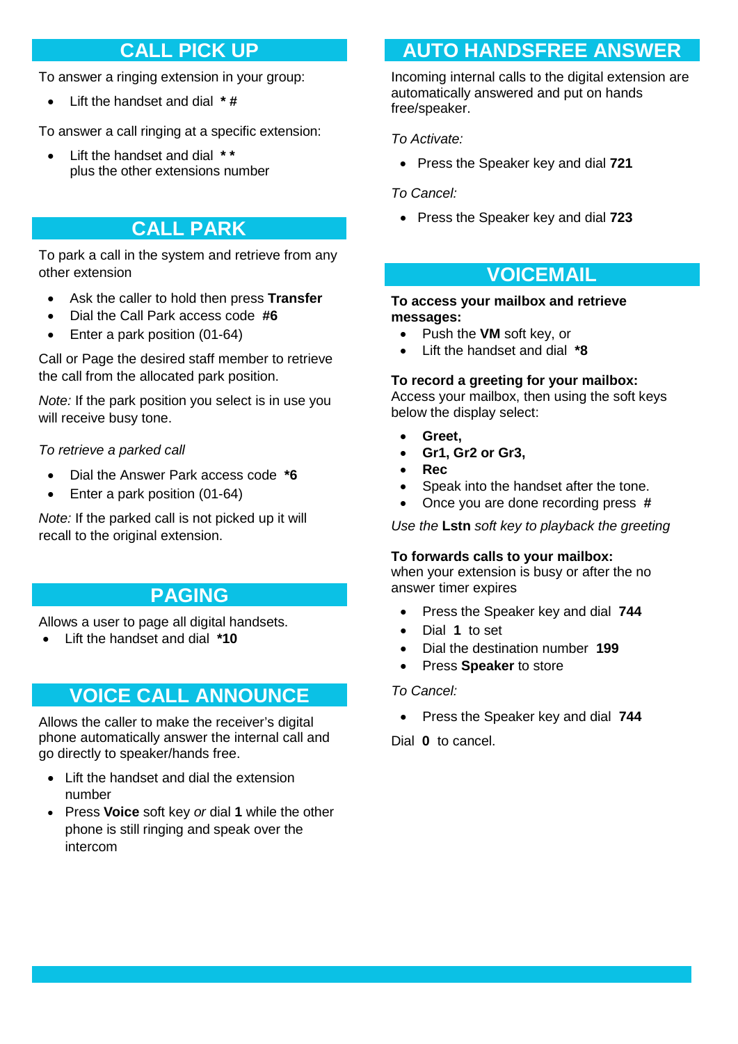## CALL PICK UP

To answer a ringing extension in your group:

- Lift the handset and dial **\* #**

To answer a call ringing at a specific extension:

- Lift the handset and dial **\* \*** plus the other extensions number

## CALL PARK

To park a call in the system and retrieve from any other extension

- Ask the caller to hold then press **Transfer**
- Dial the Call Park access code **#6**
- Enter a park position (01-64)

Call or Page the desired staff member to retrieve the call from the allocated park position.

*Note:* If the park position you select is in use you will receive busy tone.

*To retrieve a parked call*

- Dial the Answer Park access code **\*6**
- Enter a park position (01-64)

*Note:* If the parked call is not picked up it will recall to the original extension.

## PAGING

Allows a user to page all digital handsets.

- Lift the handset and dial **\*10**

## VOICE CALL ANNOUNCE

Allows the caller to make the receiver's digital phone automatically answer the internal call and go directly to speaker/hands free.

- Lift the handset and dial the extension number
- Press **Voice** soft key *or* dial **1** while the other phone is still ringing and speak over the intercom

## AUTO HANDSFREE ANSWER

Incoming internal calls to the digital extension are automatically answered and put on hands free/speaker.

*To Activate:*

- Press the Speaker key and dial **721**

*To Cancel:*

- Press the Speaker key and dial **723**

## VOICEMAIL

**To access your mailbox and retrieve messages:**

- Push the **VM** soft key, or
- Lift the handset and dial **\*8**

**To record a greeting for your mailbox:**
Access your mailbox, then using the soft keys below the display select:

- **Greet,**
- **Gr1, Gr2 or Gr3,**
- **Rec**
- Speak into the handset after the tone.
- Once you are done recording press **#**

*Use the* **Lstn** *soft key to playback the greeting*

**To forwards calls to your mailbox:**
when your extension is busy or after the no answer timer expires

- Press the Speaker key and dial **744**
- Dial **1** to set
- Dial the destination number **199**
- Press **Speaker** to store

*To Cancel:*

- Press the Speaker key and dial **744**

Dial **0** to cancel.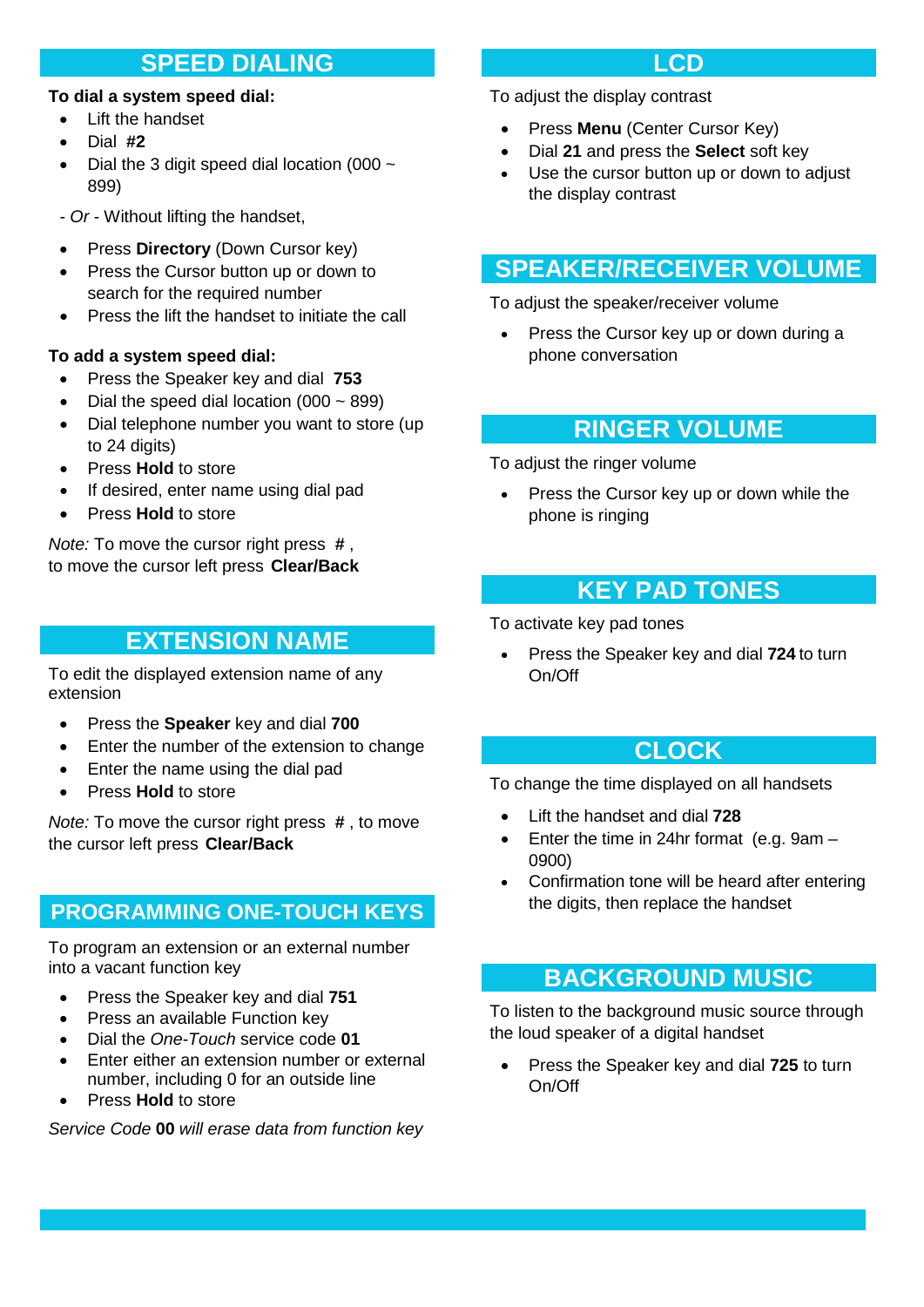## SPEED DIALING

**To dial a system speed dial:**

- Lift the handset
- Dial **#2**
- Dial the 3 digit speed dial location (000 ~ 899)

- *Or* - Without lifting the handset,

- Press **Directory** (Down Cursor key)
- Press the Cursor button up or down to search for the required number
- Press the lift the handset to initiate the call

**To add a system speed dial:**

- Press the Speaker key and dial **753**
- Dial the speed dial location (000 ~ 899)
- Dial telephone number you want to store (up to 24 digits)
- Press **Hold** to store
- If desired, enter name using dial pad
- Press **Hold** to store

*Note:* To move the cursor right press **#** , to move the cursor left press **Clear/Back**

## EXTENSION NAME

To edit the displayed extension name of any extension

- Press the **Speaker** key and dial **700**
- Enter the number of the extension to change
- Enter the name using the dial pad
- Press **Hold** to store

*Note:* To move the cursor right press **#** , to move the cursor left press **Clear/Back**

## PROGRAMMING ONE-TOUCH KEYS

To program an extension or an external number into a vacant function key

- Press the Speaker key and dial **751**
- Press an available Function key
- Dial the *One-Touch* service code **01**
- Enter either an extension number or external number, including 0 for an outside line
- Press **Hold** to store

*Service Code* **00** *will erase data from function key*

## LCD

To adjust the display contrast

- Press **Menu** (Center Cursor Key)
- Dial **21** and press the **Select** soft key
- Use the cursor button up or down to adjust the display contrast

## SPEAKER/RECEIVER VOLUME

To adjust the speaker/receiver volume

- Press the Cursor key up or down during a phone conversation

## RINGER VOLUME

To adjust the ringer volume

- Press the Cursor key up or down while the phone is ringing

## KEY PAD TONES

To activate key pad tones

- Press the Speaker key and dial **724** to turn On/Off

## CLOCK

To change the time displayed on all handsets

- Lift the handset and dial **728**
- Enter the time in 24hr format (e.g. 9am – 0900)
- Confirmation tone will be heard after entering the digits, then replace the handset

## BACKGROUND MUSIC

To listen to the background music source through the loud speaker of a digital handset

- Press the Speaker key and dial **725** to turn On/Off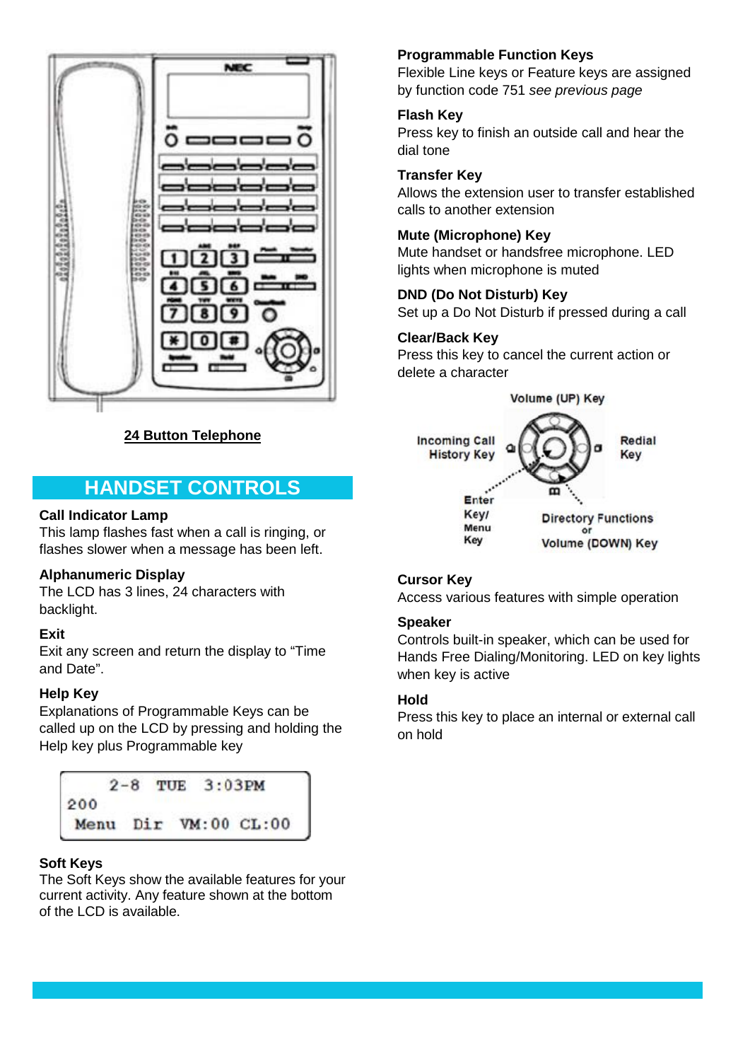24 Button Telephone

## HANDSET CONTROLS

**Call Indicator Lamp**
This lamp flashes fast when a call is ringing, or flashes slower when a message has been left.

**Alphanumeric Display**
The LCD has 3 lines, 24 characters with backlight.

**Exit**
Exit any screen and return the display to "Time and Date".

**Help Key**
Explanations of Programmable Keys can be called up on the LCD by pressing and holding the Help key plus Programmable key

```
   2-8  TUE  3:03PM
200
 Menu  Dir  VM:00 CL:00
```

**Soft Keys**
The Soft Keys show the available features for your current activity. Any feature shown at the bottom of the LCD is available.

**Programmable Function Keys**
Flexible Line keys or Feature keys are assigned by function code 751 *see previous page*

**Flash Key**
Press key to finish an outside call and hear the dial tone

**Transfer Key**
Allows the extension user to transfer established calls to another extension

**Mute (Microphone) Key**
Mute handset or handsfree microphone. LED lights when microphone is muted

**DND (Do Not Disturb) Key**
Set up a Do Not Disturb if pressed during a call

**Clear/Back Key**
Press this key to cancel the current action or delete a character

Volume (UP) Key

Incoming Call History Key

Redial Key

Enter Key/ Menu Key

Directory Functions or Volume (DOWN) Key

**Cursor Key**
Access various features with simple operation

**Speaker**
Controls built-in speaker, which can be used for Hands Free Dialing/Monitoring. LED on key lights when key is active

**Hold**
Press this key to place an internal or external call on hold